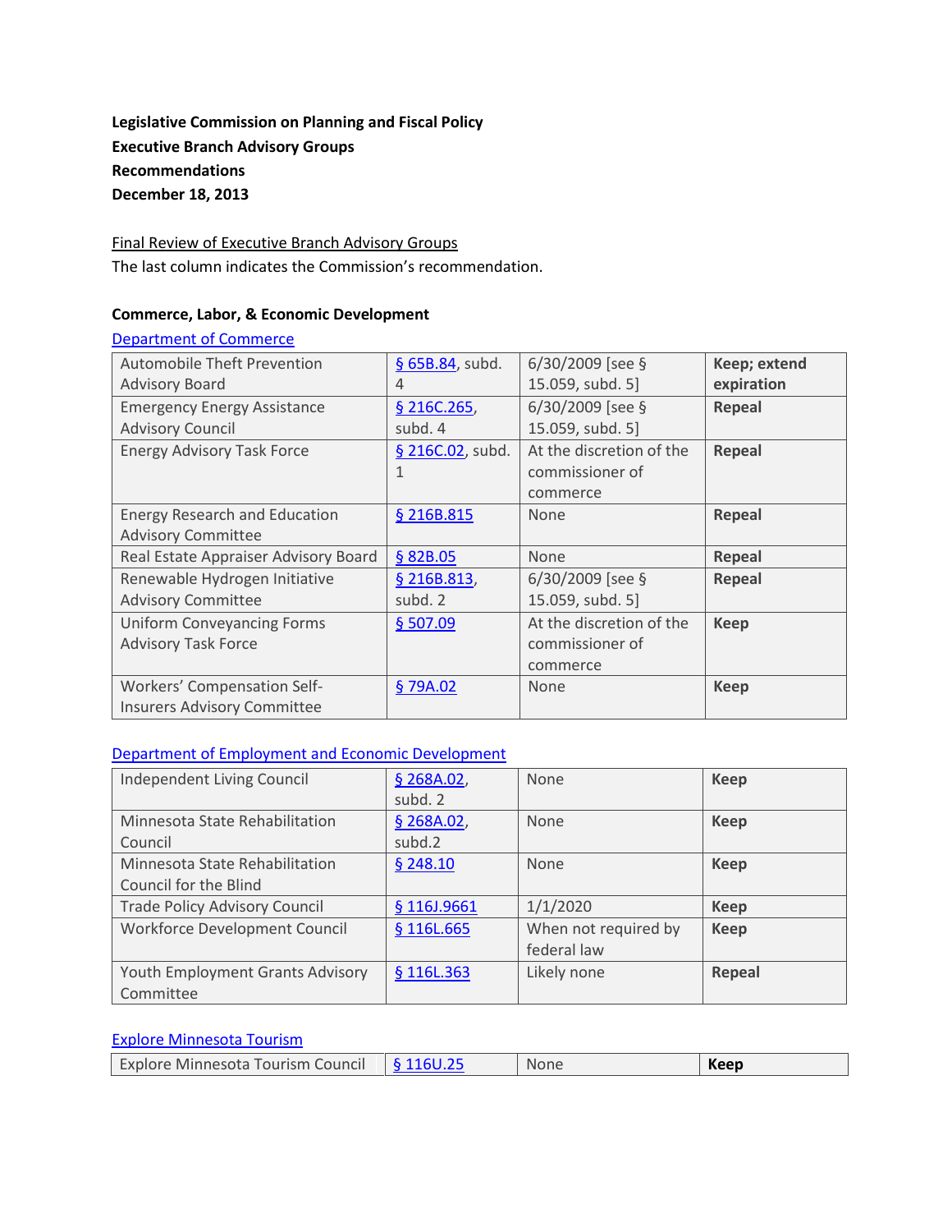**Legislative Commission on Planning and Fiscal Policy**
**Executive Branch Advisory Groups**
**Recommendations**
**December 18, 2013**

Final Review of Executive Branch Advisory Groups
The last column indicates the Commission's recommendation.

### Commerce, Labor, & Economic Development

Department of Commerce

| | | | |
|---|---|---|---|
| Automobile Theft Prevention Advisory Board | § 65B.84, subd. 4 | 6/30/2009 [see § 15.059, subd. 5] | **Keep; extend expiration** |
| Emergency Energy Assistance Advisory Council | § 216C.265, subd. 4 | 6/30/2009 [see § 15.059, subd. 5] | **Repeal** |
| Energy Advisory Task Force | § 216C.02, subd. 1 | At the discretion of the commissioner of commerce | **Repeal** |
| Energy Research and Education Advisory Committee | § 216B.815 | None | **Repeal** |
| Real Estate Appraiser Advisory Board | § 82B.05 | None | **Repeal** |
| Renewable Hydrogen Initiative Advisory Committee | § 216B.813, subd. 2 | 6/30/2009 [see § 15.059, subd. 5] | **Repeal** |
| Uniform Conveyancing Forms Advisory Task Force | § 507.09 | At the discretion of the commissioner of commerce | **Keep** |
| Workers' Compensation Self-Insurers Advisory Committee | § 79A.02 | None | **Keep** |

Department of Employment and Economic Development

| | | | |
|---|---|---|---|
| Independent Living Council | § 268A.02, subd. 2 | None | **Keep** |
| Minnesota State Rehabilitation Council | § 268A.02, subd.2 | None | **Keep** |
| Minnesota State Rehabilitation Council for the Blind | § 248.10 | None | **Keep** |
| Trade Policy Advisory Council | § 116J.9661 | 1/1/2020 | **Keep** |
| Workforce Development Council | § 116L.665 | When not required by federal law | **Keep** |
| Youth Employment Grants Advisory Committee | § 116L.363 | Likely none | **Repeal** |

Explore Minnesota Tourism

| | | | |
|---|---|---|---|
| Explore Minnesota Tourism Council | § 116U.25 | None | **Keep** |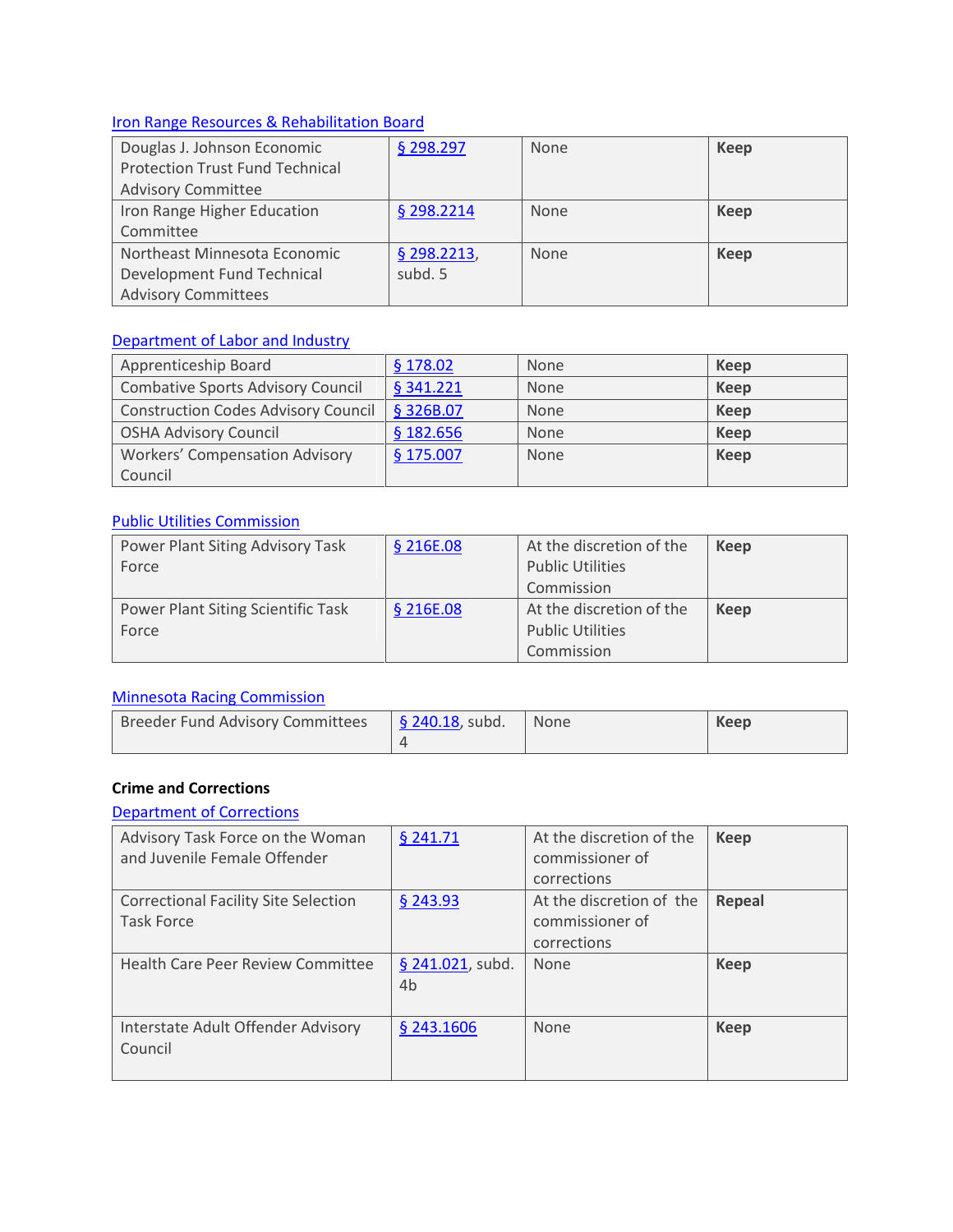[Iron Range Resources & Rehabilitation Board]

| | | | |
|---|---|---|---|
| Douglas J. Johnson Economic Protection Trust Fund Technical Advisory Committee | § 298.297 | None | **Keep** |
| Iron Range Higher Education Committee | § 298.2214 | None | **Keep** |
| Northeast Minnesota Economic Development Fund Technical Advisory Committees | § 298.2213, subd. 5 | None | **Keep** |

[Department of Labor and Industry]

| | | | |
|---|---|---|---|
| Apprenticeship Board | § 178.02 | None | **Keep** |
| Combative Sports Advisory Council | § 341.221 | None | **Keep** |
| Construction Codes Advisory Council | § 326B.07 | None | **Keep** |
| OSHA Advisory Council | § 182.656 | None | **Keep** |
| Workers' Compensation Advisory Council | § 175.007 | None | **Keep** |

[Public Utilities Commission]

| | | | |
|---|---|---|---|
| Power Plant Siting Advisory Task Force | § 216E.08 | At the discretion of the Public Utilities Commission | **Keep** |
| Power Plant Siting Scientific Task Force | § 216E.08 | At the discretion of the Public Utilities Commission | **Keep** |

[Minnesota Racing Commission]

| | | | |
|---|---|---|---|
| Breeder Fund Advisory Committees | § 240.18, subd. 4 | None | **Keep** |

**Crime and Corrections**

[Department of Corrections]

| | | | |
|---|---|---|---|
| Advisory Task Force on the Woman and Juvenile Female Offender | § 241.71 | At the discretion of the commissioner of corrections | **Keep** |
| Correctional Facility Site Selection Task Force | § 243.93 | At the discretion of the commissioner of corrections | **Repeal** |
| Health Care Peer Review Committee | § 241.021, subd. 4b | None | **Keep** |
| Interstate Adult Offender Advisory Council | § 243.1606 | None | **Keep** |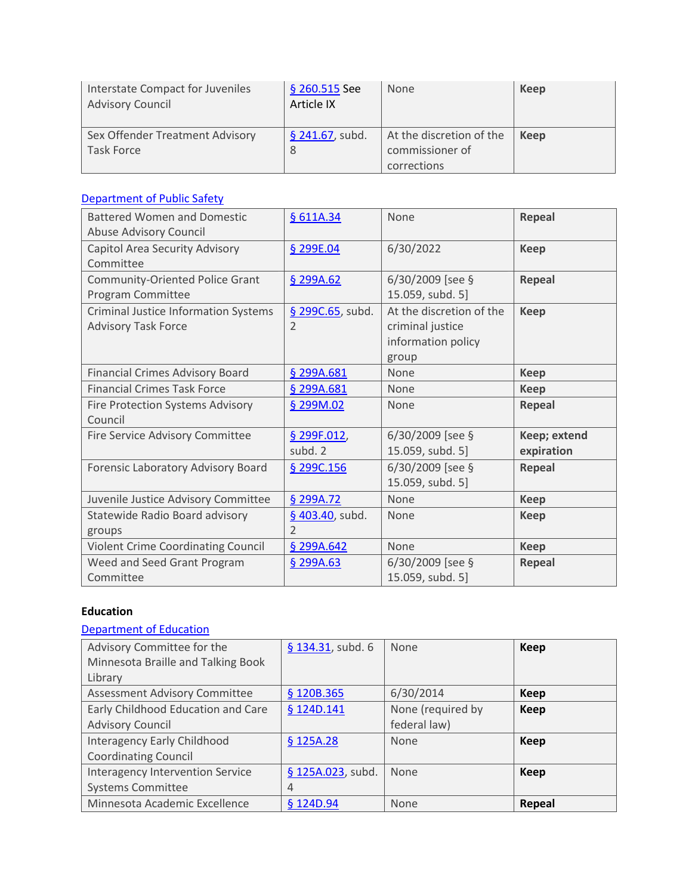| | | | |
|---|---|---|---|
| Interstate Compact for Juveniles Advisory Council | § 260.515 See Article IX | None | **Keep** |
| Sex Offender Treatment Advisory Task Force | § 241.67, subd. 8 | At the discretion of the commissioner of corrections | **Keep** |

Department of Public Safety

| | | | |
|---|---|---|---|
| Battered Women and Domestic Abuse Advisory Council | § 611A.34 | None | **Repeal** |
| Capitol Area Security Advisory Committee | § 299E.04 | 6/30/2022 | **Keep** |
| Community-Oriented Police Grant Program Committee | § 299A.62 | 6/30/2009 [see § 15.059, subd. 5] | **Repeal** |
| Criminal Justice Information Systems Advisory Task Force | § 299C.65, subd. 2 | At the discretion of the criminal justice information policy group | **Keep** |
| Financial Crimes Advisory Board | § 299A.681 | None | **Keep** |
| Financial Crimes Task Force | § 299A.681 | None | **Keep** |
| Fire Protection Systems Advisory Council | § 299M.02 | None | **Repeal** |
| Fire Service Advisory Committee | § 299F.012, subd. 2 | 6/30/2009 [see § 15.059, subd. 5] | **Keep; extend expiration** |
| Forensic Laboratory Advisory Board | § 299C.156 | 6/30/2009 [see § 15.059, subd. 5] | **Repeal** |
| Juvenile Justice Advisory Committee | § 299A.72 | None | **Keep** |
| Statewide Radio Board advisory groups | § 403.40, subd. 2 | None | **Keep** |
| Violent Crime Coordinating Council | § 299A.642 | None | **Keep** |
| Weed and Seed Grant Program Committee | § 299A.63 | 6/30/2009 [see § 15.059, subd. 5] | **Repeal** |

**Education**

Department of Education

| | | | |
|---|---|---|---|
| Advisory Committee for the Minnesota Braille and Talking Book Library | § 134.31, subd. 6 | None | **Keep** |
| Assessment Advisory Committee | § 120B.365 | 6/30/2014 | **Keep** |
| Early Childhood Education and Care Advisory Council | § 124D.141 | None (required by federal law) | **Keep** |
| Interagency Early Childhood Coordinating Council | § 125A.28 | None | **Keep** |
| Interagency Intervention Service Systems Committee | § 125A.023, subd. 4 | None | **Keep** |
| Minnesota Academic Excellence | § 124D.94 | None | **Repeal** |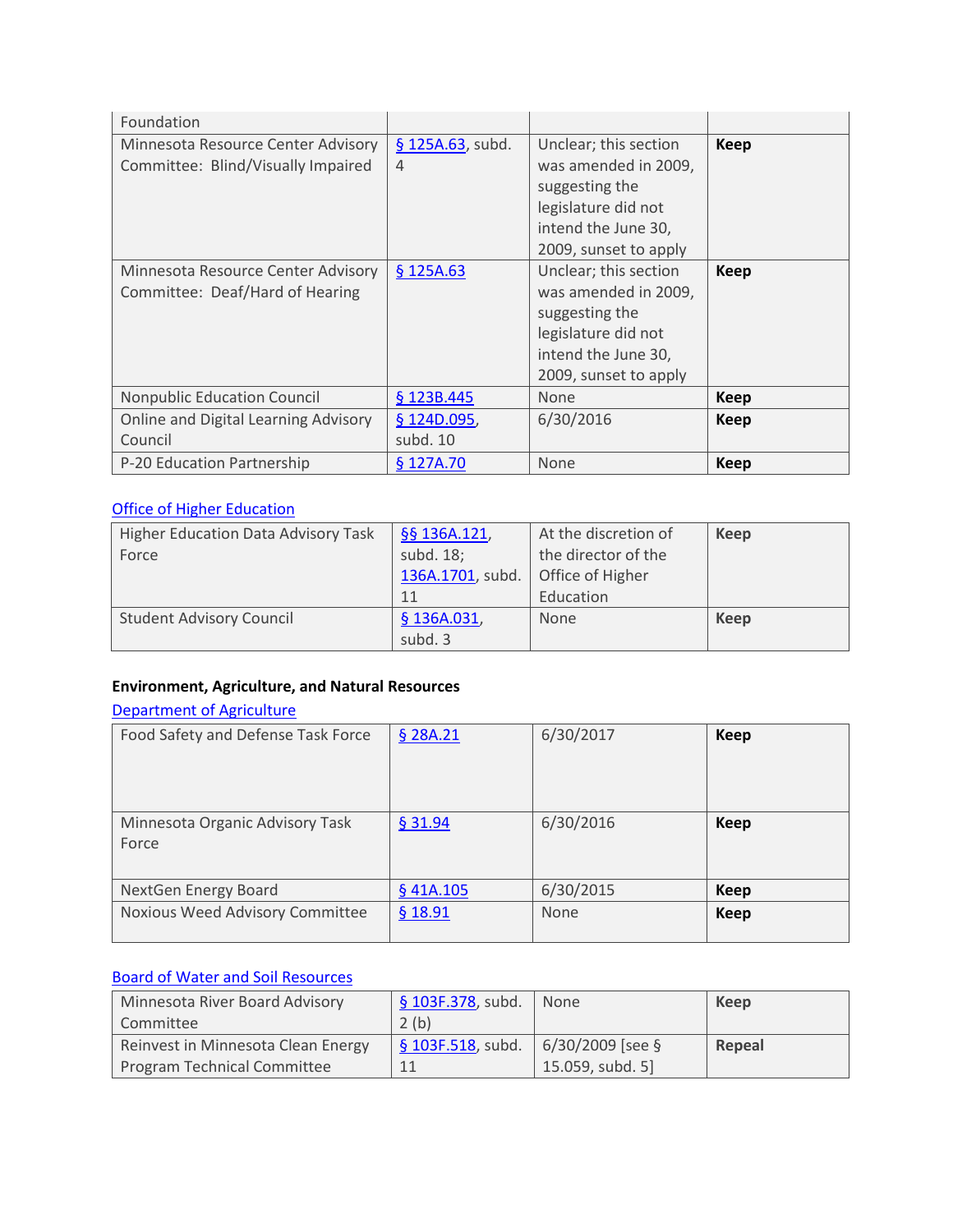| | | | |
|---|---|---|---|
| Foundation | | | |
| Minnesota Resource Center Advisory Committee: Blind/Visually Impaired | § 125A.63, subd. 4 | Unclear; this section was amended in 2009, suggesting the legislature did not intend the June 30, 2009, sunset to apply | **Keep** |
| Minnesota Resource Center Advisory Committee: Deaf/Hard of Hearing | § 125A.63 | Unclear; this section was amended in 2009, suggesting the legislature did not intend the June 30, 2009, sunset to apply | **Keep** |
| Nonpublic Education Council | § 123B.445 | None | **Keep** |
| Online and Digital Learning Advisory Council | § 124D.095, subd. 10 | 6/30/2016 | **Keep** |
| P-20 Education Partnership | § 127A.70 | None | **Keep** |

Office of Higher Education

| | | | |
|---|---|---|---|
| Higher Education Data Advisory Task Force | §§ 136A.121, subd. 18; 136A.1701, subd. 11 | At the discretion of the director of the Office of Higher Education | Keep |
| Student Advisory Council | § 136A.031, subd. 3 | None | Keep |

**Environment, Agriculture, and Natural Resources**

Department of Agriculture

| | | | |
|---|---|---|---|
| Food Safety and Defense Task Force | § 28A.21 | 6/30/2017 | **Keep** |
| Minnesota Organic Advisory Task Force | § 31.94 | 6/30/2016 | **Keep** |
| NextGen Energy Board | § 41A.105 | 6/30/2015 | **Keep** |
| Noxious Weed Advisory Committee | § 18.91 | None | **Keep** |

Board of Water and Soil Resources

| | | | |
|---|---|---|---|
| Minnesota River Board Advisory Committee | § 103F.378, subd. 2 (b) | None | **Keep** |
| Reinvest in Minnesota Clean Energy Program Technical Committee | § 103F.518, subd. 11 | 6/30/2009 [see § 15.059, subd. 5] | **Repeal** |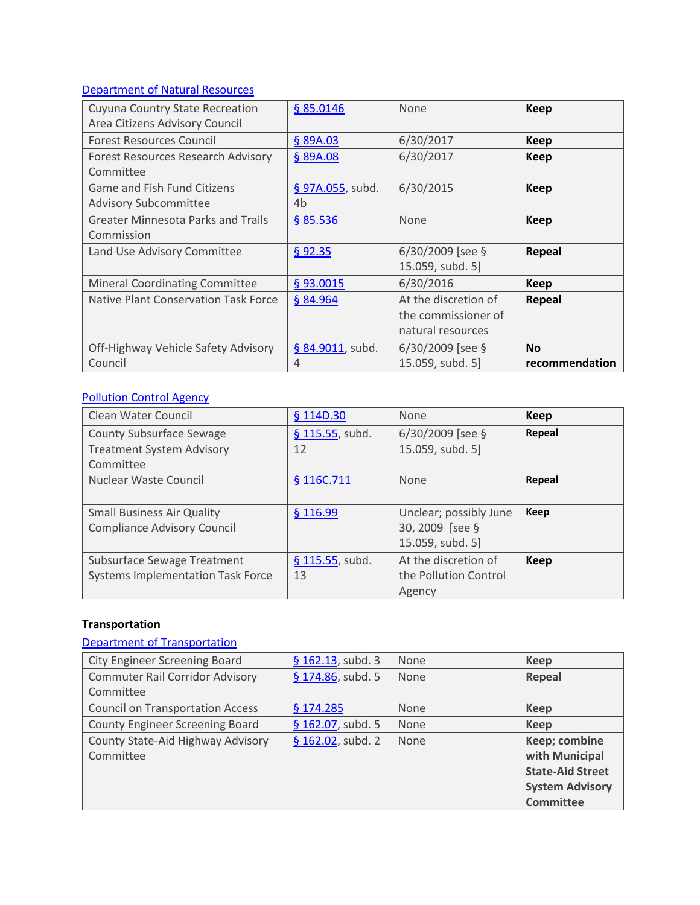Department of Natural Resources

| | | | |
|---|---|---|---|
| Cuyuna Country State Recreation Area Citizens Advisory Council | § 85.0146 | None | **Keep** |
| Forest Resources Council | § 89A.03 | 6/30/2017 | **Keep** |
| Forest Resources Research Advisory Committee | § 89A.08 | 6/30/2017 | **Keep** |
| Game and Fish Fund Citizens Advisory Subcommittee | § 97A.055, subd. 4b | 6/30/2015 | **Keep** |
| Greater Minnesota Parks and Trails Commission | § 85.536 | None | **Keep** |
| Land Use Advisory Committee | § 92.35 | 6/30/2009 [see § 15.059, subd. 5] | **Repeal** |
| Mineral Coordinating Committee | § 93.0015 | 6/30/2016 | **Keep** |
| Native Plant Conservation Task Force | § 84.964 | At the discretion of the commissioner of natural resources | **Repeal** |
| Off-Highway Vehicle Safety Advisory Council | § 84.9011, subd. 4 | 6/30/2009 [see § 15.059, subd. 5] | **No recommendation** |

Pollution Control Agency

| | | | |
|---|---|---|---|
| Clean Water Council | § 114D.30 | None | **Keep** |
| County Subsurface Sewage Treatment System Advisory Committee | § 115.55, subd. 12 | 6/30/2009 [see § 15.059, subd. 5] | **Repeal** |
| Nuclear Waste Council | § 116C.711 | None | **Repeal** |
| Small Business Air Quality Compliance Advisory Council | § 116.99 | Unclear; possibly June 30, 2009 [see § 15.059, subd. 5] | **Keep** |
| Subsurface Sewage Treatment Systems Implementation Task Force | § 115.55, subd. 13 | At the discretion of the Pollution Control Agency | **Keep** |

**Transportation**

Department of Transportation

| | | | |
|---|---|---|---|
| City Engineer Screening Board | § 162.13, subd. 3 | None | **Keep** |
| Commuter Rail Corridor Advisory Committee | § 174.86, subd. 5 | None | **Repeal** |
| Council on Transportation Access | § 174.285 | None | **Keep** |
| County Engineer Screening Board | § 162.07, subd. 5 | None | **Keep** |
| County State-Aid Highway Advisory Committee | § 162.02, subd. 2 | None | **Keep; combine with Municipal State-Aid Street System Advisory Committee** |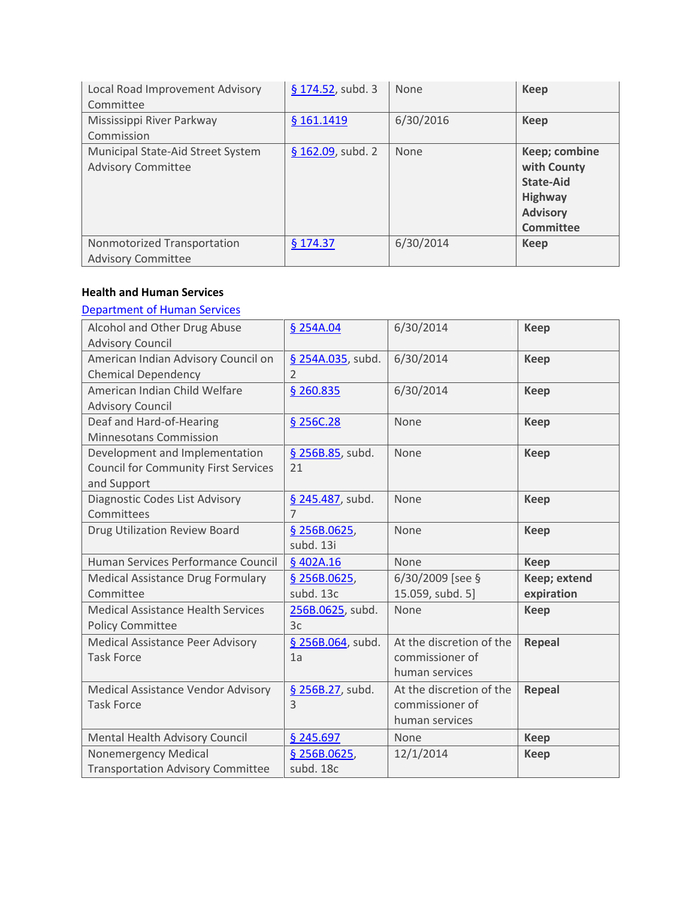| Local Road Improvement Advisory Committee | § 174.52, subd. 3 | None | **Keep** |
|---|---|---|---|
| Mississippi River Parkway Commission | § 161.1419 | 6/30/2016 | **Keep** |
| Municipal State-Aid Street System Advisory Committee | § 162.09, subd. 2 | None | **Keep; combine with County State-Aid Highway Advisory Committee** |
| Nonmotorized Transportation Advisory Committee | § 174.37 | 6/30/2014 | **Keep** |

**Health and Human Services**

Department of Human Services

| Alcohol and Other Drug Abuse Advisory Council | § 254A.04 | 6/30/2014 | **Keep** |
|---|---|---|---|
| American Indian Advisory Council on Chemical Dependency | § 254A.035, subd. 2 | 6/30/2014 | **Keep** |
| American Indian Child Welfare Advisory Council | § 260.835 | 6/30/2014 | **Keep** |
| Deaf and Hard-of-Hearing Minnesotans Commission | § 256C.28 | None | **Keep** |
| Development and Implementation Council for Community First Services and Support | § 256B.85, subd. 21 | None | **Keep** |
| Diagnostic Codes List Advisory Committees | § 245.487, subd. 7 | None | **Keep** |
| Drug Utilization Review Board | § 256B.0625, subd. 13i | None | **Keep** |
| Human Services Performance Council | § 402A.16 | None | **Keep** |
| Medical Assistance Drug Formulary Committee | § 256B.0625, subd. 13c | 6/30/2009 [see § 15.059, subd. 5] | **Keep; extend expiration** |
| Medical Assistance Health Services Policy Committee | 256B.0625, subd. 3c | None | **Keep** |
| Medical Assistance Peer Advisory Task Force | § 256B.064, subd. 1a | At the discretion of the commissioner of human services | **Repeal** |
| Medical Assistance Vendor Advisory Task Force | § 256B.27, subd. 3 | At the discretion of the commissioner of human services | **Repeal** |
| Mental Health Advisory Council | § 245.697 | None | **Keep** |
| Nonemergency Medical Transportation Advisory Committee | § 256B.0625, subd. 18c | 12/1/2014 | **Keep** |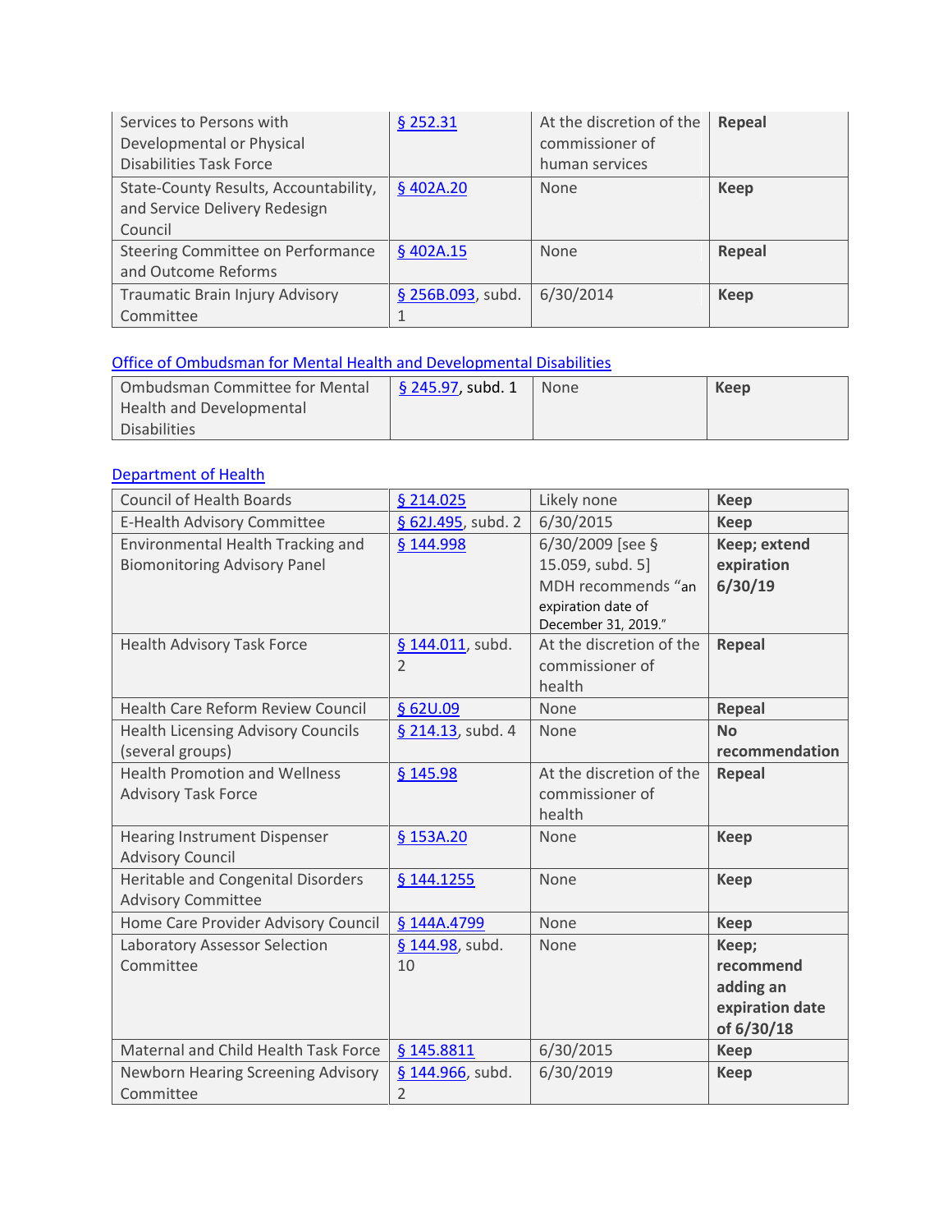| | | | |
|---|---|---|---|
| Services to Persons with Developmental or Physical Disabilities Task Force | § 252.31 | At the discretion of the commissioner of human services | **Repeal** |
| State-County Results, Accountability, and Service Delivery Redesign Council | § 402A.20 | None | **Keep** |
| Steering Committee on Performance and Outcome Reforms | § 402A.15 | None | **Repeal** |
| Traumatic Brain Injury Advisory Committee | § 256B.093, subd. 1 | 6/30/2014 | **Keep** |

### Office of Ombudsman for Mental Health and Developmental Disabilities

| | | | |
|---|---|---|---|
| Ombudsman Committee for Mental Health and Developmental Disabilities | § 245.97, subd. 1 | None | **Keep** |

### Department of Health

| | | | |
|---|---|---|---|
| Council of Health Boards | § 214.025 | Likely none | **Keep** |
| E-Health Advisory Committee | § 62J.495, subd. 2 | 6/30/2015 | **Keep** |
| Environmental Health Tracking and Biomonitoring Advisory Panel | § 144.998 | 6/30/2009 [see § 15.059, subd. 5] MDH recommends "an expiration date of December 31, 2019." | **Keep; extend expiration 6/30/19** |
| Health Advisory Task Force | § 144.011, subd. 2 | At the discretion of the commissioner of health | **Repeal** |
| Health Care Reform Review Council | § 62U.09 | None | **Repeal** |
| Health Licensing Advisory Councils (several groups) | § 214.13, subd. 4 | None | **No recommendation** |
| Health Promotion and Wellness Advisory Task Force | § 145.98 | At the discretion of the commissioner of health | **Repeal** |
| Hearing Instrument Dispenser Advisory Council | § 153A.20 | None | **Keep** |
| Heritable and Congenital Disorders Advisory Committee | § 144.1255 | None | **Keep** |
| Home Care Provider Advisory Council | § 144A.4799 | None | **Keep** |
| Laboratory Assessor Selection Committee | § 144.98, subd. 10 | None | **Keep; recommend adding an expiration date of 6/30/18** |
| Maternal and Child Health Task Force | § 145.8811 | 6/30/2015 | **Keep** |
| Newborn Hearing Screening Advisory Committee | § 144.966, subd. 2 | 6/30/2019 | **Keep** |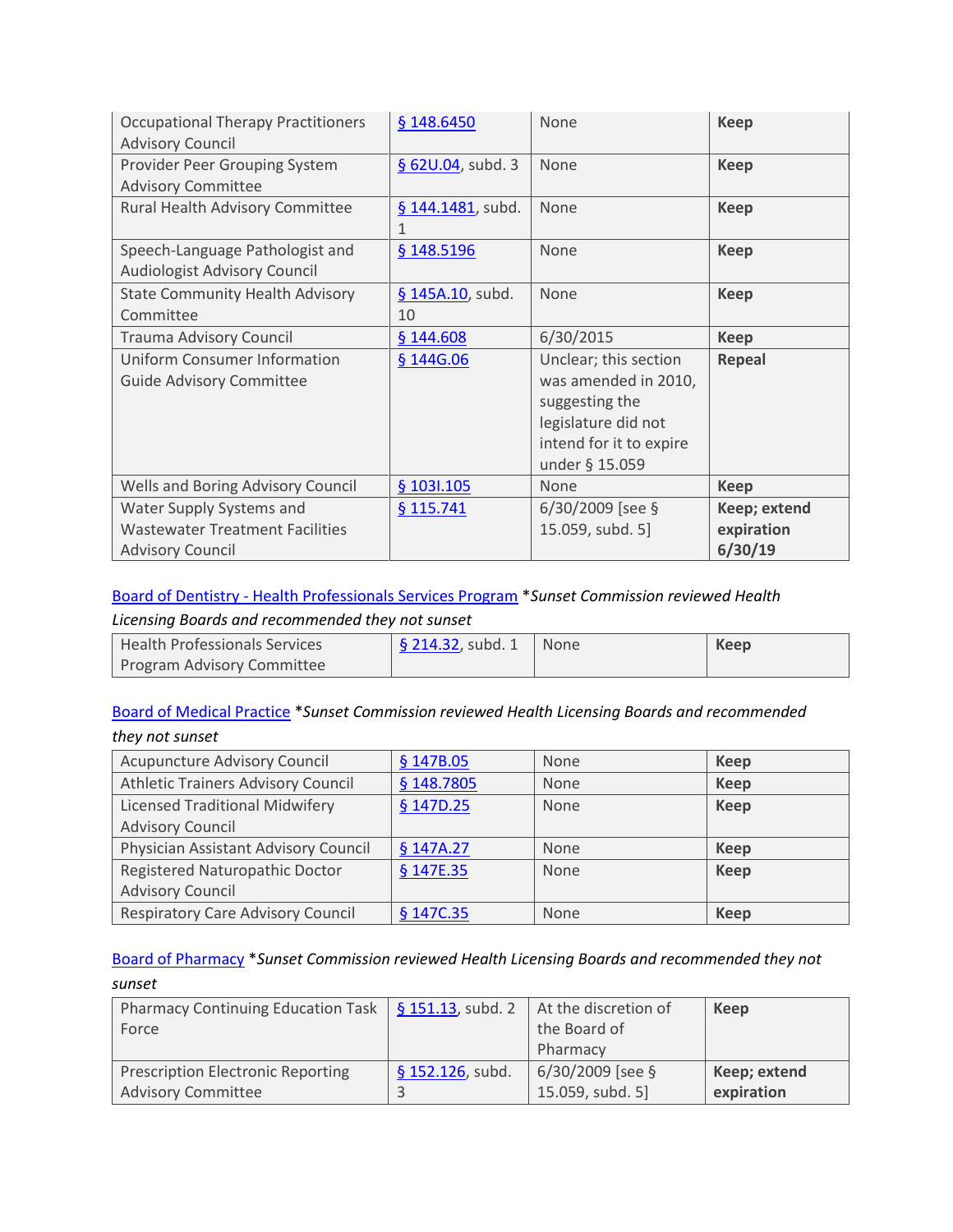| | | | |
|---|---|---|---|
| Occupational Therapy Practitioners Advisory Council | § 148.6450 | None | **Keep** |
| Provider Peer Grouping System Advisory Committee | § 62U.04, subd. 3 | None | **Keep** |
| Rural Health Advisory Committee | § 144.1481, subd. 1 | None | **Keep** |
| Speech-Language Pathologist and Audiologist Advisory Council | § 148.5196 | None | **Keep** |
| State Community Health Advisory Committee | § 145A.10, subd. 10 | None | **Keep** |
| Trauma Advisory Council | § 144.608 | 6/30/2015 | **Keep** |
| Uniform Consumer Information Guide Advisory Committee | § 144G.06 | Unclear; this section was amended in 2010, suggesting the legislature did not intend for it to expire under § 15.059 | **Repeal** |
| Wells and Boring Advisory Council | § 103I.105 | None | **Keep** |
| Water Supply Systems and Wastewater Treatment Facilities Advisory Council | § 115.741 | 6/30/2009 [see § 15.059, subd. 5] | **Keep; extend expiration 6/30/19** |

Board of Dentistry - Health Professionals Services Program **Sunset Commission reviewed Health Licensing Boards and recommended they not sunset*

| | | | |
|---|---|---|---|
| Health Professionals Services Program Advisory Committee | § 214.32, subd. 1 | None | **Keep** |

Board of Medical Practice **Sunset Commission reviewed Health Licensing Boards and recommended they not sunset*

| | | | |
|---|---|---|---|
| Acupuncture Advisory Council | § 147B.05 | None | **Keep** |
| Athletic Trainers Advisory Council | § 148.7805 | None | **Keep** |
| Licensed Traditional Midwifery Advisory Council | § 147D.25 | None | **Keep** |
| Physician Assistant Advisory Council | § 147A.27 | None | **Keep** |
| Registered Naturopathic Doctor Advisory Council | § 147E.35 | None | **Keep** |
| Respiratory Care Advisory Council | § 147C.35 | None | **Keep** |

Board of Pharmacy **Sunset Commission reviewed Health Licensing Boards and recommended they not sunset*

| | | | |
|---|---|---|---|
| Pharmacy Continuing Education Task Force | § 151.13, subd. 2 | At the discretion of the Board of Pharmacy | **Keep** |
| Prescription Electronic Reporting Advisory Committee | § 152.126, subd. 3 | 6/30/2009 [see § 15.059, subd. 5] | **Keep; extend expiration** |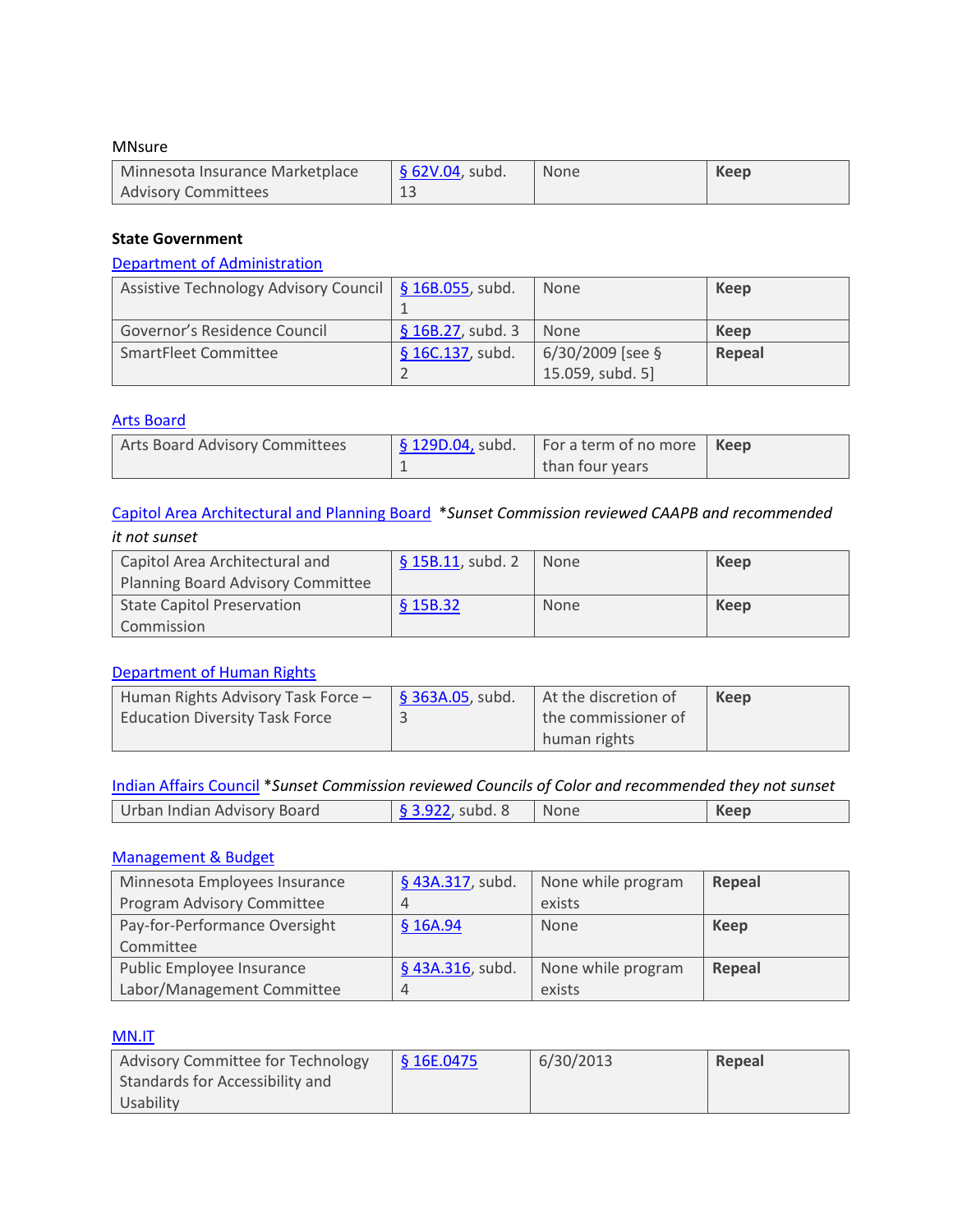MNsure

| Minnesota Insurance Marketplace Advisory Committees | § 62V.04, subd. 13 | None | **Keep** |
|---|---|---|---|

**State Government**

Department of Administration

| Assistive Technology Advisory Council | § 16B.055, subd. 1 | None | **Keep** |
|---|---|---|---|
| Governor's Residence Council | § 16B.27, subd. 3 | None | **Keep** |
| SmartFleet Committee | § 16C.137, subd. 2 | 6/30/2009 [see § 15.059, subd. 5] | **Repeal** |

Arts Board

| Arts Board Advisory Committees | § 129D.04, subd. 1 | For a term of no more than four years | **Keep** |
|---|---|---|---|

Capitol Area Architectural and Planning Board *\*Sunset Commission reviewed CAAPB and recommended it not sunset*

| Capitol Area Architectural and Planning Board Advisory Committee | § 15B.11, subd. 2 | None | **Keep** |
|---|---|---|---|
| State Capitol Preservation Commission | § 15B.32 | None | **Keep** |

Department of Human Rights

| Human Rights Advisory Task Force – Education Diversity Task Force | § 363A.05, subd. 3 | At the discretion of the commissioner of human rights | **Keep** |
|---|---|---|---|

Indian Affairs Council *\*Sunset Commission reviewed Councils of Color and recommended they not sunset*

| Urban Indian Advisory Board | § 3.922, subd. 8 | None | **Keep** |
|---|---|---|---|

Management & Budget

| Minnesota Employees Insurance Program Advisory Committee | § 43A.317, subd. 4 | None while program exists | **Repeal** |
|---|---|---|---|
| Pay-for-Performance Oversight Committee | § 16A.94 | None | **Keep** |
| Public Employee Insurance Labor/Management Committee | § 43A.316, subd. 4 | None while program exists | **Repeal** |

MN.IT

| Advisory Committee for Technology Standards for Accessibility and Usability | § 16E.0475 | 6/30/2013 | **Repeal** |
|---|---|---|---|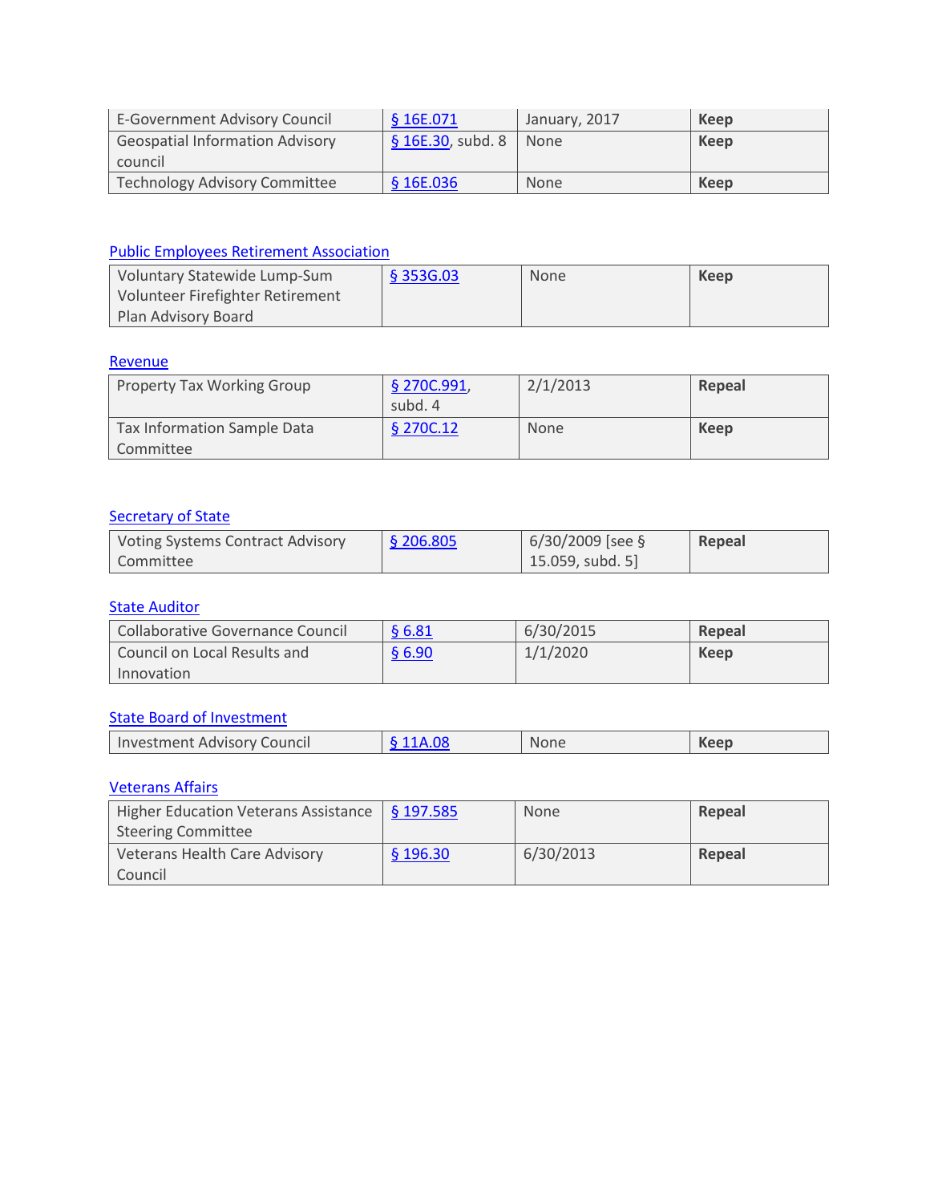| | | | |
|---|---|---|---|
| E-Government Advisory Council | § 16E.071 | January, 2017 | **Keep** |
| Geospatial Information Advisory council | § 16E.30, subd. 8 | None | **Keep** |
| Technology Advisory Committee | § 16E.036 | None | **Keep** |

### Public Employees Retirement Association

| | | | |
|---|---|---|---|
| Voluntary Statewide Lump-Sum Volunteer Firefighter Retirement Plan Advisory Board | § 353G.03 | None | **Keep** |

### Revenue

| | | | |
|---|---|---|---|
| Property Tax Working Group | § 270C.991, subd. 4 | 2/1/2013 | **Repeal** |
| Tax Information Sample Data Committee | § 270C.12 | None | **Keep** |

### Secretary of State

| | | | |
|---|---|---|---|
| Voting Systems Contract Advisory Committee | § 206.805 | 6/30/2009 [see § 15.059, subd. 5] | **Repeal** |

### State Auditor

| | | | |
|---|---|---|---|
| Collaborative Governance Council | § 6.81 | 6/30/2015 | **Repeal** |
| Council on Local Results and Innovation | § 6.90 | 1/1/2020 | **Keep** |

### State Board of Investment

| | | | |
|---|---|---|---|
| Investment Advisory Council | § 11A.08 | None | **Keep** |

### Veterans Affairs

| | | | |
|---|---|---|---|
| Higher Education Veterans Assistance Steering Committee | § 197.585 | None | **Repeal** |
| Veterans Health Care Advisory Council | § 196.30 | 6/30/2013 | **Repeal** |